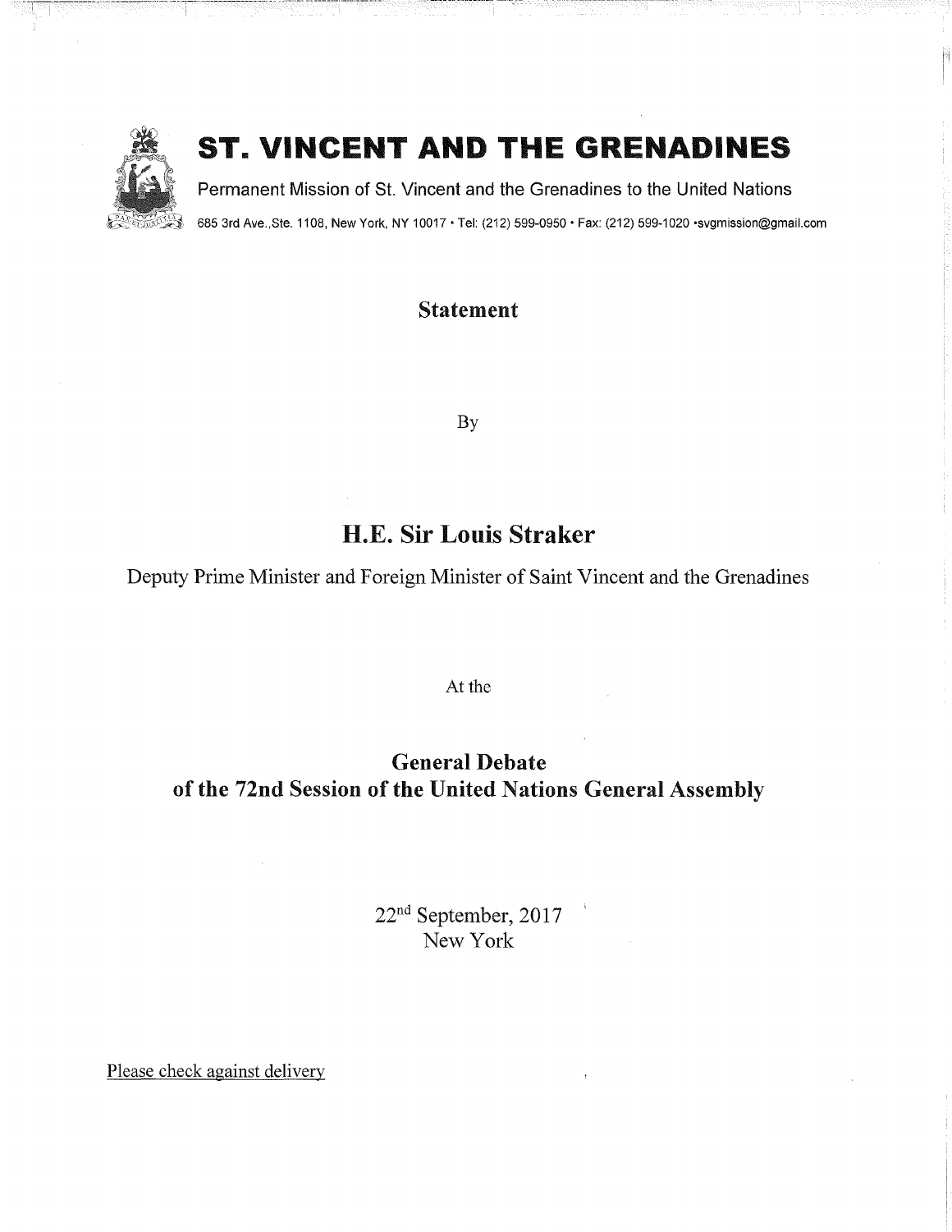# ST. VINCENT AND THE GRENADINES

Permanent Mission of St. Vincent and the Grenadines to the United Nations

685 3rd Ave.,Ste. 1108, New York, NY 10017 • Tel: (212) 599-0950 • Fax: (212) 599-1020 •svgmission@gmail.com

**Statement**

By

## H.E. Sir Louis Straker

Deputy Prime Minister and Foreign Minister of Saint Vincent and the Grenadines

At the

## General Debate of the 72nd Session of the United Nations General Assembly

22nd September, 2017
New York

Please check against delivery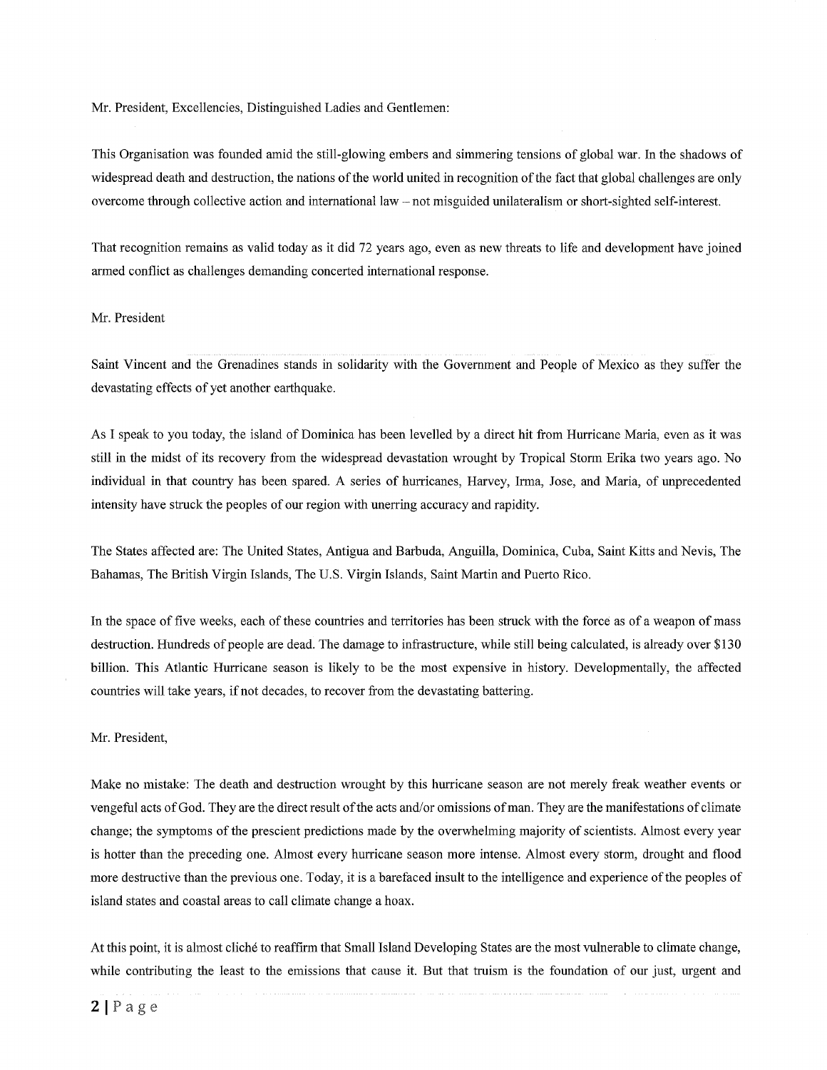Mr. President, Excellencies, Distinguished Ladies and Gentlemen:

This Organisation was founded amid the still-glowing embers and simmering tensions of global war. In the shadows of widespread death and destruction, the nations of the world united in recognition of the fact that global challenges are only overcome through collective action and international law – not misguided unilateralism or short-sighted self-interest.

That recognition remains as valid today as it did 72 years ago, even as new threats to life and development have joined armed conflict as challenges demanding concerted international response.

Mr. President

Saint Vincent and the Grenadines stands in solidarity with the Government and People of Mexico as they suffer the devastating effects of yet another earthquake.

As I speak to you today, the island of Dominica has been levelled by a direct hit from Hurricane Maria, even as it was still in the midst of its recovery from the widespread devastation wrought by Tropical Storm Erika two years ago. No individual in that country has been spared. A series of hurricanes, Harvey, Irma, Jose, and Maria, of unprecedented intensity have struck the peoples of our region with unerring accuracy and rapidity.

The States affected are: The United States, Antigua and Barbuda, Anguilla, Dominica, Cuba, Saint Kitts and Nevis, The Bahamas, The British Virgin Islands, The U.S. Virgin Islands, Saint Martin and Puerto Rico.

In the space of five weeks, each of these countries and territories has been struck with the force as of a weapon of mass destruction. Hundreds of people are dead. The damage to infrastructure, while still being calculated, is already over $130 billion. This Atlantic Hurricane season is likely to be the most expensive in history. Developmentally, the affected countries will take years, if not decades, to recover from the devastating battering.

Mr. President,

Make no mistake: The death and destruction wrought by this hurricane season are not merely freak weather events or vengeful acts of God. They are the direct result of the acts and/or omissions of man. They are the manifestations of climate change; the symptoms of the prescient predictions made by the overwhelming majority of scientists. Almost every year is hotter than the preceding one. Almost every hurricane season more intense. Almost every storm, drought and flood more destructive than the previous one. Today, it is a barefaced insult to the intelligence and experience of the peoples of island states and coastal areas to call climate change a hoax.

At this point, it is almost cliché to reaffirm that Small Island Developing States are the most vulnerable to climate change, while contributing the least to the emissions that cause it. But that truism is the foundation of our just, urgent and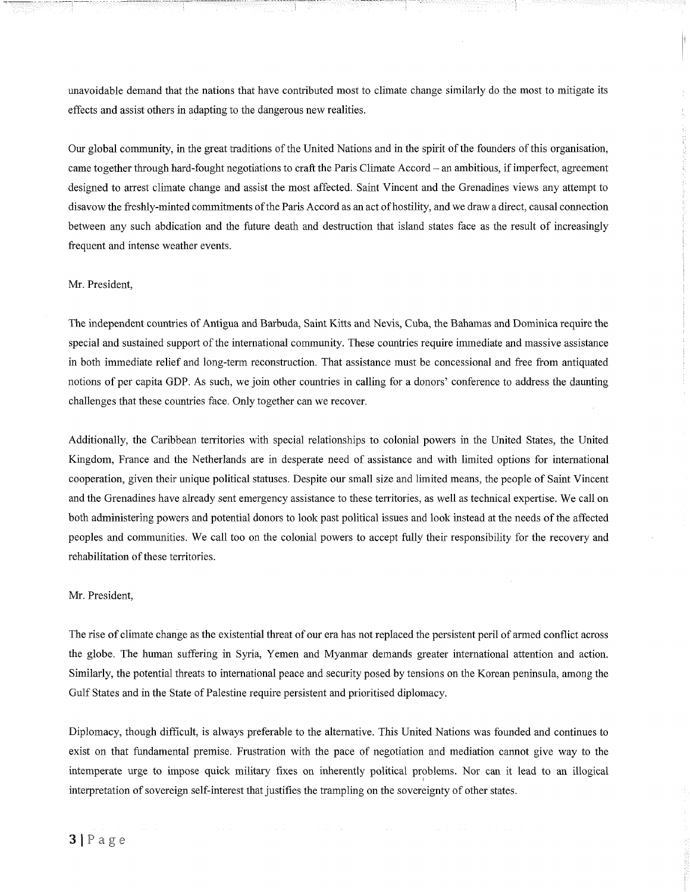unavoidable demand that the nations that have contributed most to climate change similarly do the most to mitigate its effects and assist others in adapting to the dangerous new realities.

Our global community, in the great traditions of the United Nations and in the spirit of the founders of this organisation, came together through hard-fought negotiations to craft the Paris Climate Accord – an ambitious, if imperfect, agreement designed to arrest climate change and assist the most affected. Saint Vincent and the Grenadines views any attempt to disavow the freshly-minted commitments of the Paris Accord as an act of hostility, and we draw a direct, causal connection between any such abdication and the future death and destruction that island states face as the result of increasingly frequent and intense weather events.

Mr. President,

The independent countries of Antigua and Barbuda, Saint Kitts and Nevis, Cuba, the Bahamas and Dominica require the special and sustained support of the international community. These countries require immediate and massive assistance in both immediate relief and long-term reconstruction. That assistance must be concessional and free from antiquated notions of per capita GDP. As such, we join other countries in calling for a donors' conference to address the daunting challenges that these countries face. Only together can we recover.

Additionally, the Caribbean territories with special relationships to colonial powers in the United States, the United Kingdom, France and the Netherlands are in desperate need of assistance and with limited options for international cooperation, given their unique political statuses. Despite our small size and limited means, the people of Saint Vincent and the Grenadines have already sent emergency assistance to these territories, as well as technical expertise. We call on both administering powers and potential donors to look past political issues and look instead at the needs of the affected peoples and communities. We call too on the colonial powers to accept fully their responsibility for the recovery and rehabilitation of these territories.

Mr. President,

The rise of climate change as the existential threat of our era has not replaced the persistent peril of armed conflict across the globe. The human suffering in Syria, Yemen and Myanmar demands greater international attention and action. Similarly, the potential threats to international peace and security posed by tensions on the Korean peninsula, among the Gulf States and in the State of Palestine require persistent and prioritised diplomacy.

Diplomacy, though difficult, is always preferable to the alternative. This United Nations was founded and continues to exist on that fundamental premise. Frustration with the pace of negotiation and mediation cannot give way to the intemperate urge to impose quick military fixes on inherently political problems. Nor can it lead to an illogical interpretation of sovereign self-interest that justifies the trampling on the sovereignty of other states.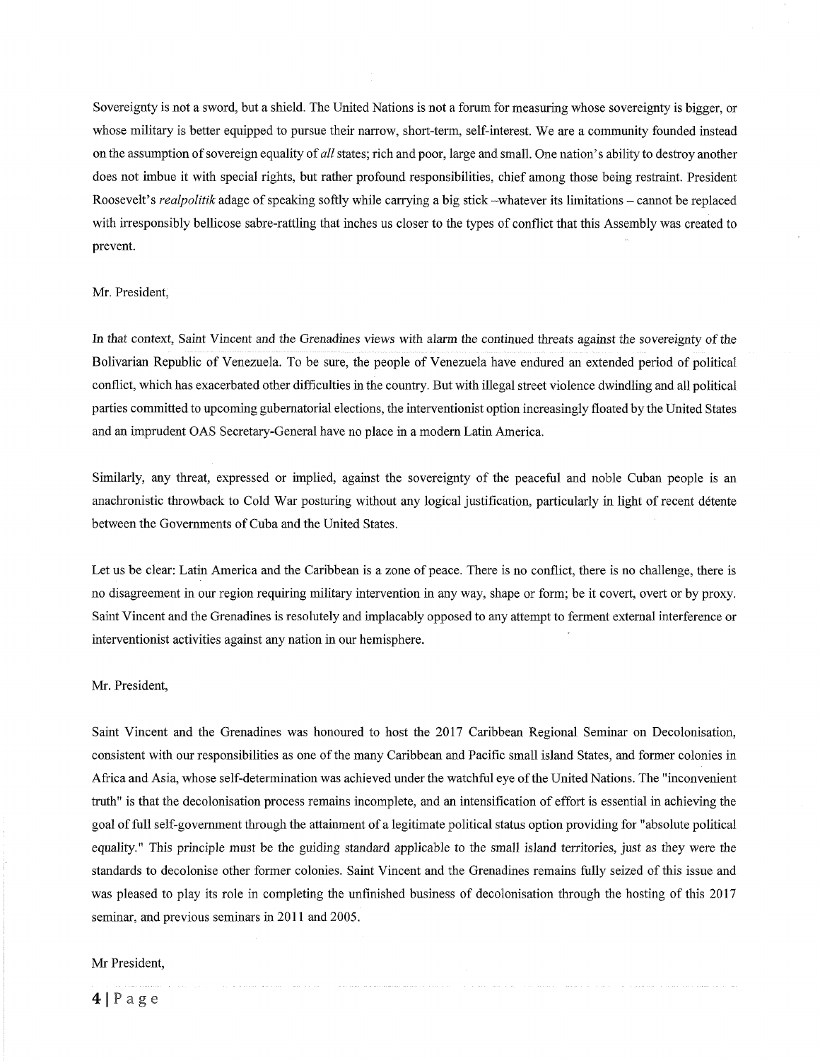Sovereignty is not a sword, but a shield. The United Nations is not a forum for measuring whose sovereignty is bigger, or whose military is better equipped to pursue their narrow, short-term, self-interest. We are a community founded instead on the assumption of sovereign equality of *all* states; rich and poor, large and small. One nation's ability to destroy another does not imbue it with special rights, but rather profound responsibilities, chief among those being restraint. President Roosevelt's *realpolitik* adage of speaking softly while carrying a big stick –whatever its limitations – cannot be replaced with irresponsibly bellicose sabre-rattling that inches us closer to the types of conflict that this Assembly was created to prevent.

Mr. President,

In that context, Saint Vincent and the Grenadines views with alarm the continued threats against the sovereignty of the Bolivarian Republic of Venezuela. To be sure, the people of Venezuela have endured an extended period of political conflict, which has exacerbated other difficulties in the country. But with illegal street violence dwindling and all political parties committed to upcoming gubernatorial elections, the interventionist option increasingly floated by the United States and an imprudent OAS Secretary-General have no place in a modern Latin America.

Similarly, any threat, expressed or implied, against the sovereignty of the peaceful and noble Cuban people is an anachronistic throwback to Cold War posturing without any logical justification, particularly in light of recent détente between the Governments of Cuba and the United States.

Let us be clear: Latin America and the Caribbean is a zone of peace. There is no conflict, there is no challenge, there is no disagreement in our region requiring military intervention in any way, shape or form; be it covert, overt or by proxy. Saint Vincent and the Grenadines is resolutely and implacably opposed to any attempt to ferment external interference or interventionist activities against any nation in our hemisphere.

Mr. President,

Saint Vincent and the Grenadines was honoured to host the 2017 Caribbean Regional Seminar on Decolonisation, consistent with our responsibilities as one of the many Caribbean and Pacific small island States, and former colonies in Africa and Asia, whose self-determination was achieved under the watchful eye of the United Nations. The "inconvenient truth" is that the decolonisation process remains incomplete, and an intensification of effort is essential in achieving the goal of full self-government through the attainment of a legitimate political status option providing for "absolute political equality." This principle must be the guiding standard applicable to the small island territories, just as they were the standards to decolonise other former colonies. Saint Vincent and the Grenadines remains fully seized of this issue and was pleased to play its role in completing the unfinished business of decolonisation through the hosting of this 2017 seminar, and previous seminars in 2011 and 2005.

Mr President,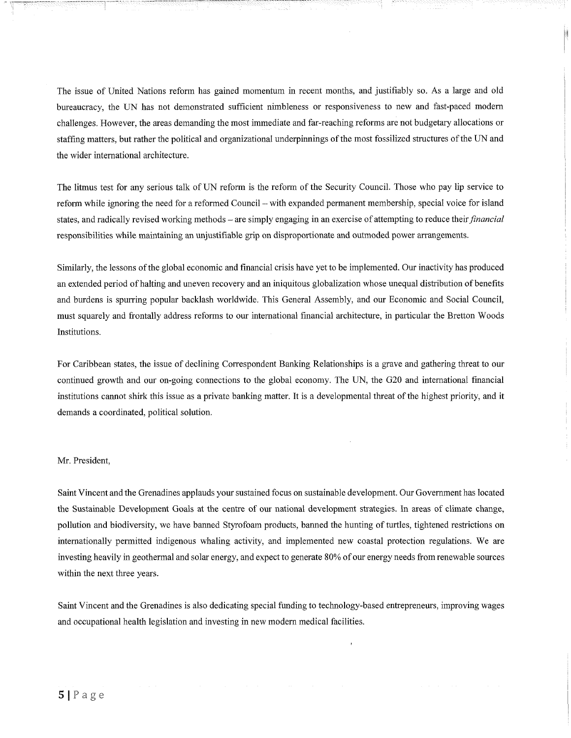The issue of United Nations reform has gained momentum in recent months, and justifiably so. As a large and old bureaucracy, the UN has not demonstrated sufficient nimbleness or responsiveness to new and fast-paced modern challenges. However, the areas demanding the most immediate and far-reaching reforms are not budgetary allocations or staffing matters, but rather the political and organizational underpinnings of the most fossilized structures of the UN and the wider international architecture.

The litmus test for any serious talk of UN reform is the reform of the Security Council. Those who pay lip service to reform while ignoring the need for a reformed Council – with expanded permanent membership, special voice for island states, and radically revised working methods – are simply engaging in an exercise of attempting to reduce their *financial* responsibilities while maintaining an unjustifiable grip on disproportionate and outmoded power arrangements.

Similarly, the lessons of the global economic and financial crisis have yet to be implemented. Our inactivity has produced an extended period of halting and uneven recovery and an iniquitous globalization whose unequal distribution of benefits and burdens is spurring popular backlash worldwide. This General Assembly, and our Economic and Social Council, must squarely and frontally address reforms to our international financial architecture, in particular the Bretton Woods Institutions.

For Caribbean states, the issue of declining Correspondent Banking Relationships is a grave and gathering threat to our continued growth and our on-going connections to the global economy. The UN, the G20 and international financial institutions cannot shirk this issue as a private banking matter. It is a developmental threat of the highest priority, and it demands a coordinated, political solution.

Mr. President,

Saint Vincent and the Grenadines applauds your sustained focus on sustainable development. Our Government has located the Sustainable Development Goals at the centre of our national development strategies. In areas of climate change, pollution and biodiversity, we have banned Styrofoam products, banned the hunting of turtles, tightened restrictions on internationally permitted indigenous whaling activity, and implemented new coastal protection regulations. We are investing heavily in geothermal and solar energy, and expect to generate 80% of our energy needs from renewable sources within the next three years.

Saint Vincent and the Grenadines is also dedicating special funding to technology-based entrepreneurs, improving wages and occupational health legislation and investing in new modern medical facilities.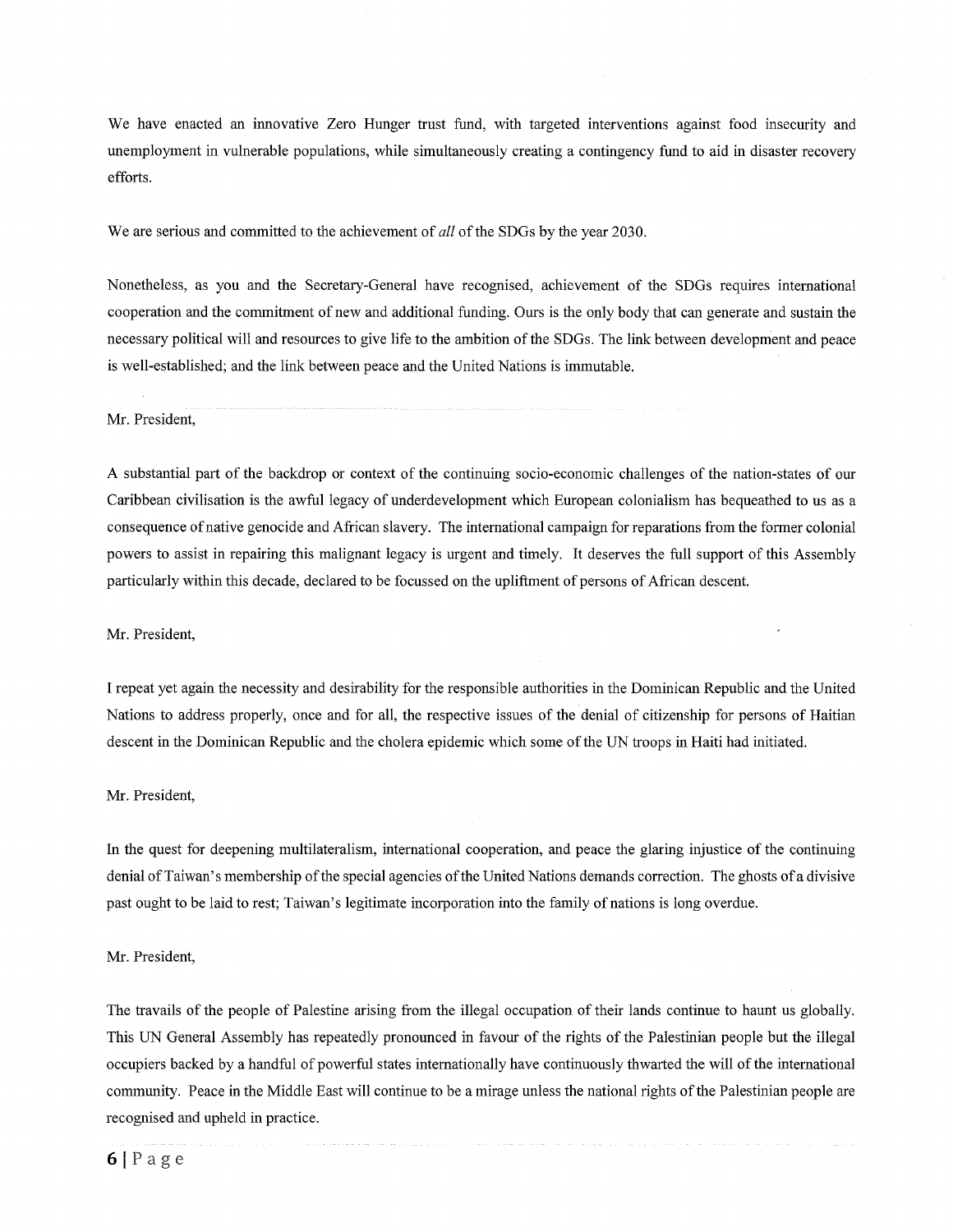We have enacted an innovative Zero Hunger trust fund, with targeted interventions against food insecurity and unemployment in vulnerable populations, while simultaneously creating a contingency fund to aid in disaster recovery efforts.

We are serious and committed to the achievement of *all* of the SDGs by the year 2030.

Nonetheless, as you and the Secretary-General have recognised, achievement of the SDGs requires international cooperation and the commitment of new and additional funding. Ours is the only body that can generate and sustain the necessary political will and resources to give life to the ambition of the SDGs. The link between development and peace is well-established; and the link between peace and the United Nations is immutable.

Mr. President,

A substantial part of the backdrop or context of the continuing socio-economic challenges of the nation-states of our Caribbean civilisation is the awful legacy of underdevelopment which European colonialism has bequeathed to us as a consequence of native genocide and African slavery. The international campaign for reparations from the former colonial powers to assist in repairing this malignant legacy is urgent and timely. It deserves the full support of this Assembly particularly within this decade, declared to be focussed on the upliftment of persons of African descent.

Mr. President,

I repeat yet again the necessity and desirability for the responsible authorities in the Dominican Republic and the United Nations to address properly, once and for all, the respective issues of the denial of citizenship for persons of Haitian descent in the Dominican Republic and the cholera epidemic which some of the UN troops in Haiti had initiated.

Mr. President,

In the quest for deepening multilateralism, international cooperation, and peace the glaring injustice of the continuing denial of Taiwan's membership of the special agencies of the United Nations demands correction. The ghosts of a divisive past ought to be laid to rest; Taiwan's legitimate incorporation into the family of nations is long overdue.

Mr. President,

The travails of the people of Palestine arising from the illegal occupation of their lands continue to haunt us globally. This UN General Assembly has repeatedly pronounced in favour of the rights of the Palestinian people but the illegal occupiers backed by a handful of powerful states internationally have continuously thwarted the will of the international community. Peace in the Middle East will continue to be a mirage unless the national rights of the Palestinian people are recognised and upheld in practice.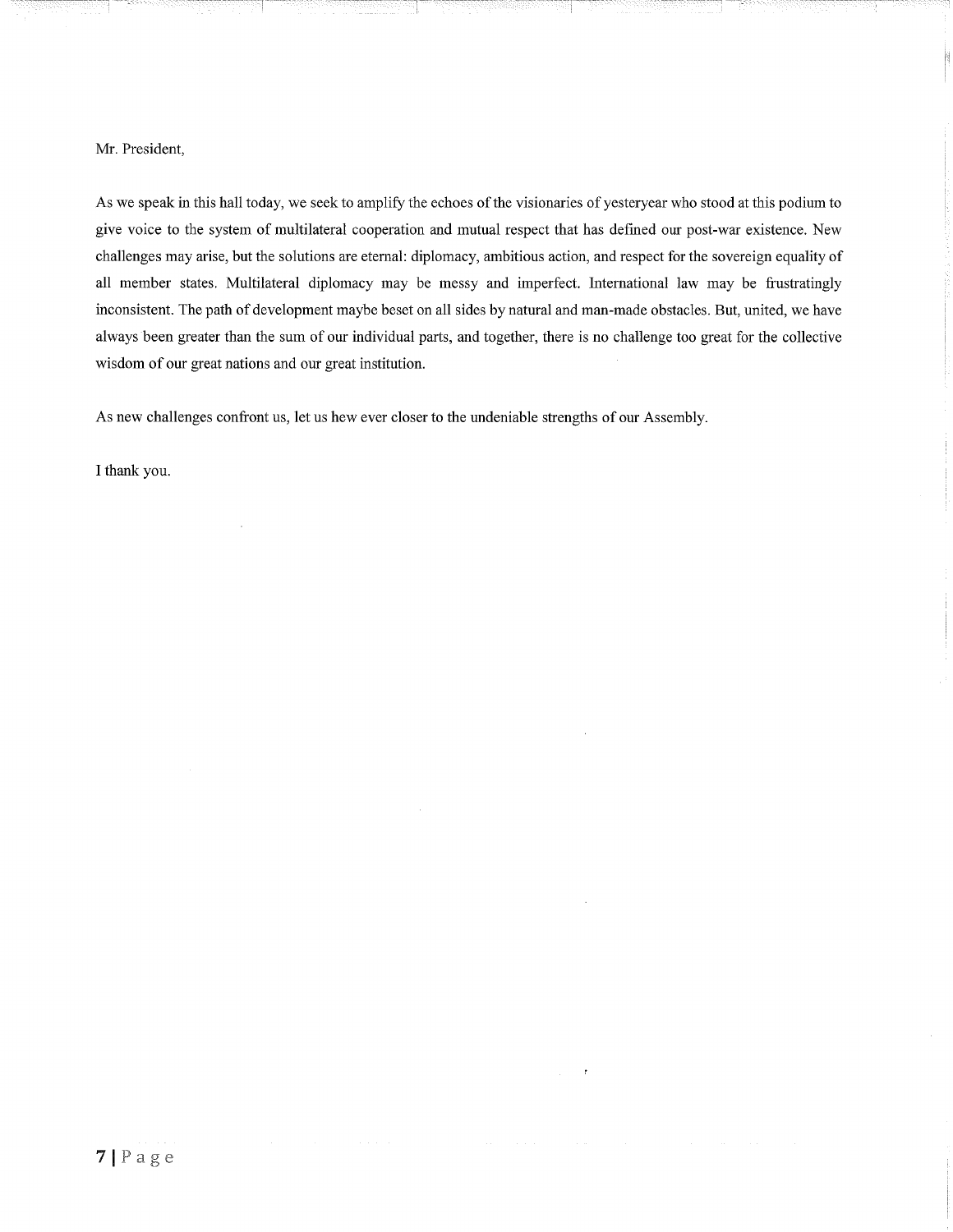Mr. President,

As we speak in this hall today, we seek to amplify the echoes of the visionaries of yesteryear who stood at this podium to give voice to the system of multilateral cooperation and mutual respect that has defined our post-war existence. New challenges may arise, but the solutions are eternal: diplomacy, ambitious action, and respect for the sovereign equality of all member states. Multilateral diplomacy may be messy and imperfect. International law may be frustratingly inconsistent. The path of development maybe beset on all sides by natural and man-made obstacles. But, united, we have always been greater than the sum of our individual parts, and together, there is no challenge too great for the collective wisdom of our great nations and our great institution.

As new challenges confront us, let us hew ever closer to the undeniable strengths of our Assembly.

I thank you.